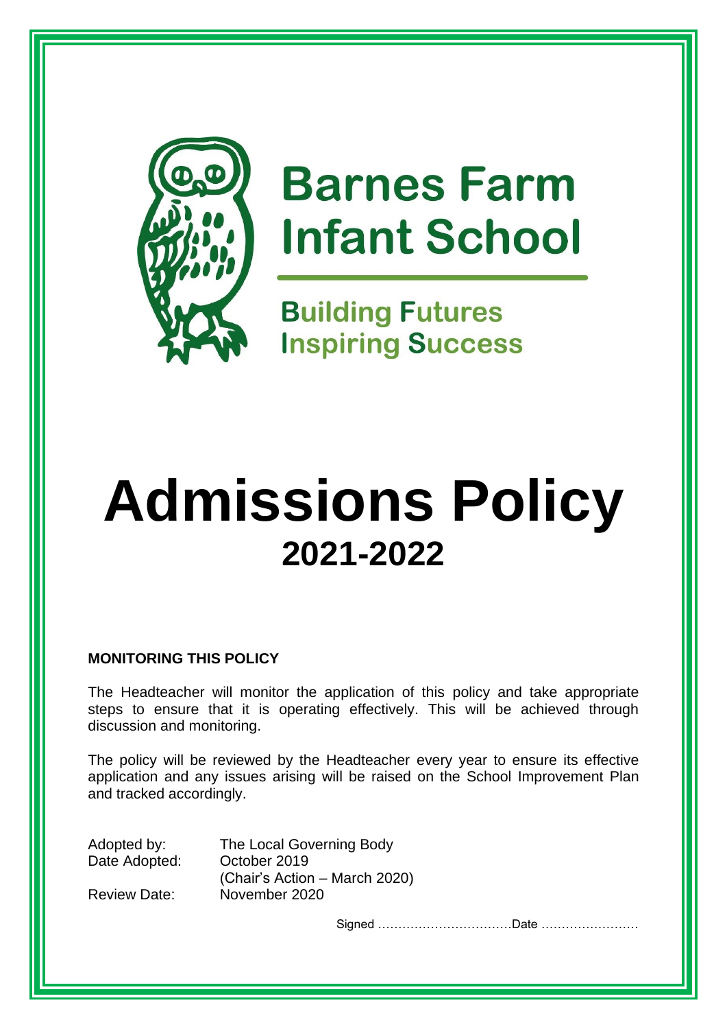# Barnes Farm Infant School

**Building Futures**
**Inspiring Success**

# Admissions Policy

## 2021-2022

**MONITORING THIS POLICY**

The Headteacher will monitor the application of this policy and take appropriate steps to ensure that it is operating effectively. This will be achieved through discussion and monitoring.

The policy will be reviewed by the Headteacher every year to ensure its effective application and any issues arising will be raised on the School Improvement Plan and tracked accordingly.

| | |
|---|---|
| Adopted by: | The Local Governing Body |
| Date Adopted: | October 2019 (Chair's Action – March 2020) |
| Review Date: | November 2020 |

Signed ……………………………Date ……………………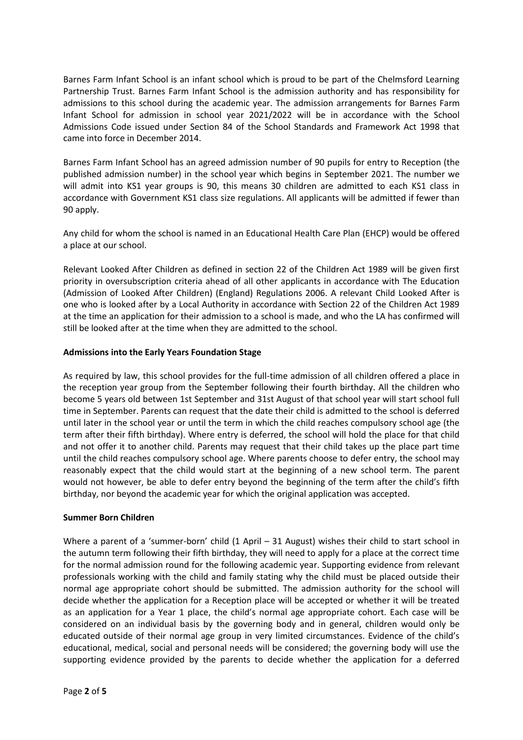Barnes Farm Infant School is an infant school which is proud to be part of the Chelmsford Learning Partnership Trust. Barnes Farm Infant School is the admission authority and has responsibility for admissions to this school during the academic year. The admission arrangements for Barnes Farm Infant School for admission in school year 2021/2022 will be in accordance with the School Admissions Code issued under Section 84 of the School Standards and Framework Act 1998 that came into force in December 2014.

Barnes Farm Infant School has an agreed admission number of 90 pupils for entry to Reception (the published admission number) in the school year which begins in September 2021. The number we will admit into KS1 year groups is 90, this means 30 children are admitted to each KS1 class in accordance with Government KS1 class size regulations. All applicants will be admitted if fewer than 90 apply.

Any child for whom the school is named in an Educational Health Care Plan (EHCP) would be offered a place at our school.

Relevant Looked After Children as defined in section 22 of the Children Act 1989 will be given first priority in oversubscription criteria ahead of all other applicants in accordance with The Education (Admission of Looked After Children) (England) Regulations 2006. A relevant Child Looked After is one who is looked after by a Local Authority in accordance with Section 22 of the Children Act 1989 at the time an application for their admission to a school is made, and who the LA has confirmed will still be looked after at the time when they are admitted to the school.

**Admissions into the Early Years Foundation Stage**

As required by law, this school provides for the full-time admission of all children offered a place in the reception year group from the September following their fourth birthday. All the children who become 5 years old between 1st September and 31st August of that school year will start school full time in September. Parents can request that the date their child is admitted to the school is deferred until later in the school year or until the term in which the child reaches compulsory school age (the term after their fifth birthday). Where entry is deferred, the school will hold the place for that child and not offer it to another child. Parents may request that their child takes up the place part time until the child reaches compulsory school age. Where parents choose to defer entry, the school may reasonably expect that the child would start at the beginning of a new school term. The parent would not however, be able to defer entry beyond the beginning of the term after the child's fifth birthday, nor beyond the academic year for which the original application was accepted.

**Summer Born Children**

Where a parent of a 'summer-born' child (1 April – 31 August) wishes their child to start school in the autumn term following their fifth birthday, they will need to apply for a place at the correct time for the normal admission round for the following academic year. Supporting evidence from relevant professionals working with the child and family stating why the child must be placed outside their normal age appropriate cohort should be submitted. The admission authority for the school will decide whether the application for a Reception place will be accepted or whether it will be treated as an application for a Year 1 place, the child's normal age appropriate cohort. Each case will be considered on an individual basis by the governing body and in general, children would only be educated outside of their normal age group in very limited circumstances. Evidence of the child's educational, medical, social and personal needs will be considered; the governing body will use the supporting evidence provided by the parents to decide whether the application for a deferred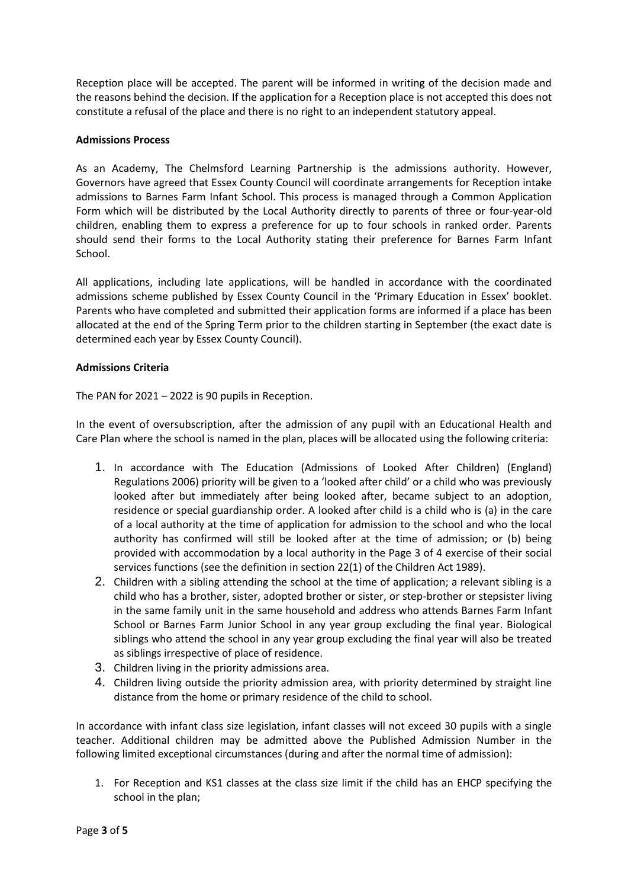Reception place will be accepted. The parent will be informed in writing of the decision made and the reasons behind the decision. If the application for a Reception place is not accepted this does not constitute a refusal of the place and there is no right to an independent statutory appeal.

**Admissions Process**

As an Academy, The Chelmsford Learning Partnership is the admissions authority. However, Governors have agreed that Essex County Council will coordinate arrangements for Reception intake admissions to Barnes Farm Infant School. This process is managed through a Common Application Form which will be distributed by the Local Authority directly to parents of three or four-year-old children, enabling them to express a preference for up to four schools in ranked order. Parents should send their forms to the Local Authority stating their preference for Barnes Farm Infant School.

All applications, including late applications, will be handled in accordance with the coordinated admissions scheme published by Essex County Council in the 'Primary Education in Essex' booklet. Parents who have completed and submitted their application forms are informed if a place has been allocated at the end of the Spring Term prior to the children starting in September (the exact date is determined each year by Essex County Council).

**Admissions Criteria**

The PAN for 2021 – 2022 is 90 pupils in Reception.

In the event of oversubscription, after the admission of any pupil with an Educational Health and Care Plan where the school is named in the plan, places will be allocated using the following criteria:

1. In accordance with The Education (Admissions of Looked After Children) (England) Regulations 2006) priority will be given to a 'looked after child' or a child who was previously looked after but immediately after being looked after, became subject to an adoption, residence or special guardianship order. A looked after child is a child who is (a) in the care of a local authority at the time of application for admission to the school and who the local authority has confirmed will still be looked after at the time of admission; or (b) being provided with accommodation by a local authority in the Page 3 of 4 exercise of their social services functions (see the definition in section 22(1) of the Children Act 1989).
2. Children with a sibling attending the school at the time of application; a relevant sibling is a child who has a brother, sister, adopted brother or sister, or step-brother or stepsister living in the same family unit in the same household and address who attends Barnes Farm Infant School or Barnes Farm Junior School in any year group excluding the final year. Biological siblings who attend the school in any year group excluding the final year will also be treated as siblings irrespective of place of residence.
3. Children living in the priority admissions area.
4. Children living outside the priority admission area, with priority determined by straight line distance from the home or primary residence of the child to school.

In accordance with infant class size legislation, infant classes will not exceed 30 pupils with a single teacher. Additional children may be admitted above the Published Admission Number in the following limited exceptional circumstances (during and after the normal time of admission):

1. For Reception and KS1 classes at the class size limit if the child has an EHCP specifying the school in the plan;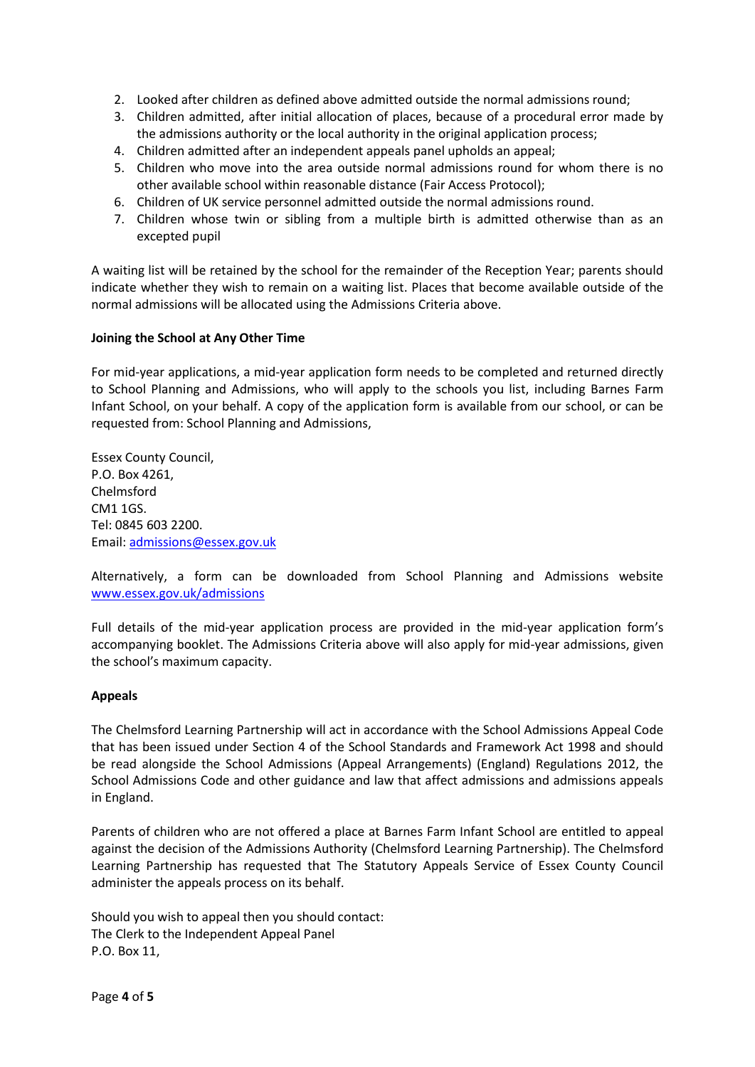2. Looked after children as defined above admitted outside the normal admissions round;
3. Children admitted, after initial allocation of places, because of a procedural error made by the admissions authority or the local authority in the original application process;
4. Children admitted after an independent appeals panel upholds an appeal;
5. Children who move into the area outside normal admissions round for whom there is no other available school within reasonable distance (Fair Access Protocol);
6. Children of UK service personnel admitted outside the normal admissions round.
7. Children whose twin or sibling from a multiple birth is admitted otherwise than as an excepted pupil

A waiting list will be retained by the school for the remainder of the Reception Year; parents should indicate whether they wish to remain on a waiting list. Places that become available outside of the normal admissions will be allocated using the Admissions Criteria above.

**Joining the School at Any Other Time**

For mid-year applications, a mid-year application form needs to be completed and returned directly to School Planning and Admissions, who will apply to the schools you list, including Barnes Farm Infant School, on your behalf. A copy of the application form is available from our school, or can be requested from: School Planning and Admissions,

Essex County Council,
P.O. Box 4261,
Chelmsford
CM1 1GS.
Tel: 0845 603 2200.
Email: admissions@essex.gov.uk

Alternatively, a form can be downloaded from School Planning and Admissions website www.essex.gov.uk/admissions

Full details of the mid-year application process are provided in the mid-year application form's accompanying booklet. The Admissions Criteria above will also apply for mid-year admissions, given the school's maximum capacity.

**Appeals**

The Chelmsford Learning Partnership will act in accordance with the School Admissions Appeal Code that has been issued under Section 4 of the School Standards and Framework Act 1998 and should be read alongside the School Admissions (Appeal Arrangements) (England) Regulations 2012, the School Admissions Code and other guidance and law that affect admissions and admissions appeals in England.

Parents of children who are not offered a place at Barnes Farm Infant School are entitled to appeal against the decision of the Admissions Authority (Chelmsford Learning Partnership). The Chelmsford Learning Partnership has requested that The Statutory Appeals Service of Essex County Council administer the appeals process on its behalf.

Should you wish to appeal then you should contact:
The Clerk to the Independent Appeal Panel
P.O. Box 11,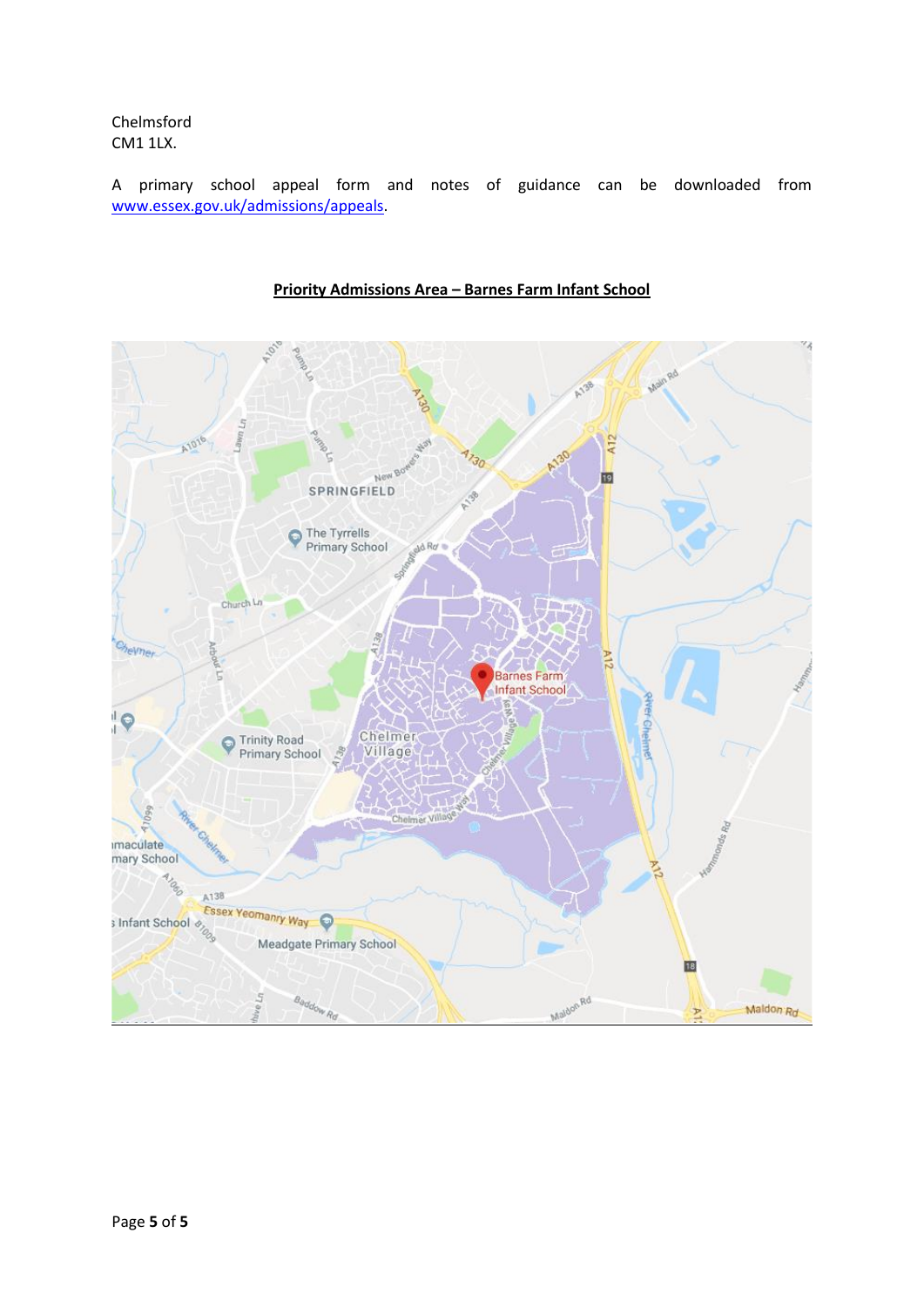Chelmsford
CM1 1LX.

A primary school appeal form and notes of guidance can be downloaded from [www.essex.gov.uk/admissions/appeals](http://www.essex.gov.uk/admissions/appeals).

**Priority Admissions Area – Barnes Farm Infant School**